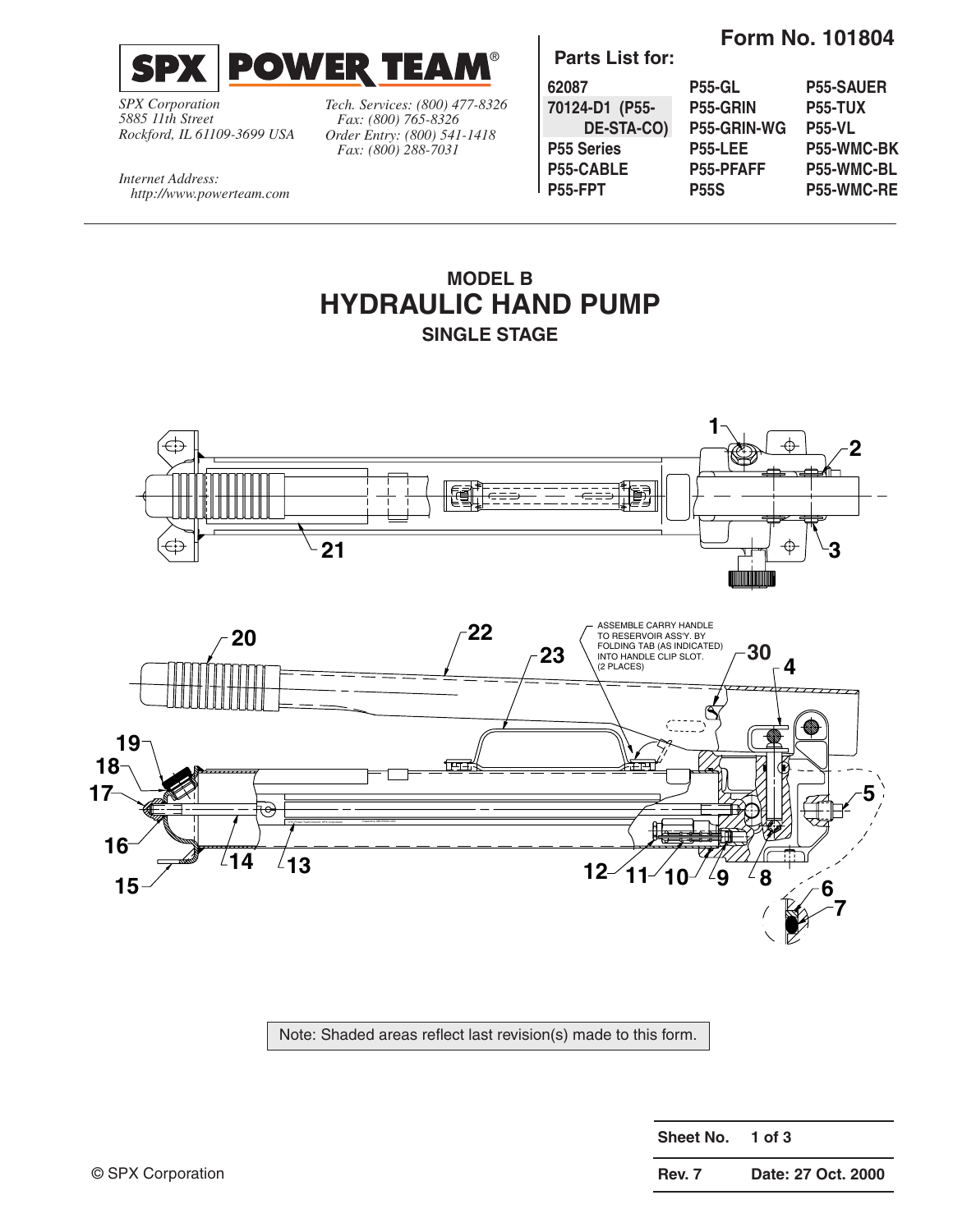# SPX | POWER TEAM®

*SPX Corporation*
*5885 11th Street*
*Rockford, IL 61109-3699 USA*

*Tech. Services: (800) 477-8326*
*Fax: (800) 765-8326*
*Order Entry: (800) 541-1418*
*Fax: (800) 288-7031*

*Internet Address:*
*http://www.powerteam.com*

**Form No. 101804**

**Parts List for:**

| | | |
|---|---|---|
| **62087** | **P55-GL** | **P55-SAUER** |
| **70124-D1 (P55-DE-STA-CO)** | **P55-GRIN** | **P55-TUX** |
| **P55 Series** | **P55-GRIN-WG** | **P55-VL** |
| **P55-CABLE** | **P55-LEE** | **P55-WMC-BK** |
| **P55-FPT** | **P55-PFAFF** | **P55-WMC-BL** |
| | **P55S** | **P55-WMC-RE** |

## MODEL B
# HYDRAULIC HAND PUMP
## SINGLE STAGE

ASSEMBLE CARRY HANDLE TO RESERVOIR ASS'Y. BY FOLDING TAB (AS INDICATED) INTO HANDLE CLIP SLOT. (2 PLACES)

Note: Shaded areas reflect last revision(s) made to this form.

| | |
|---|---|
| **Sheet No.** | **1 of 3** |
| **Rev. 7** | **Date: 27 Oct. 2000** |

© SPX Corporation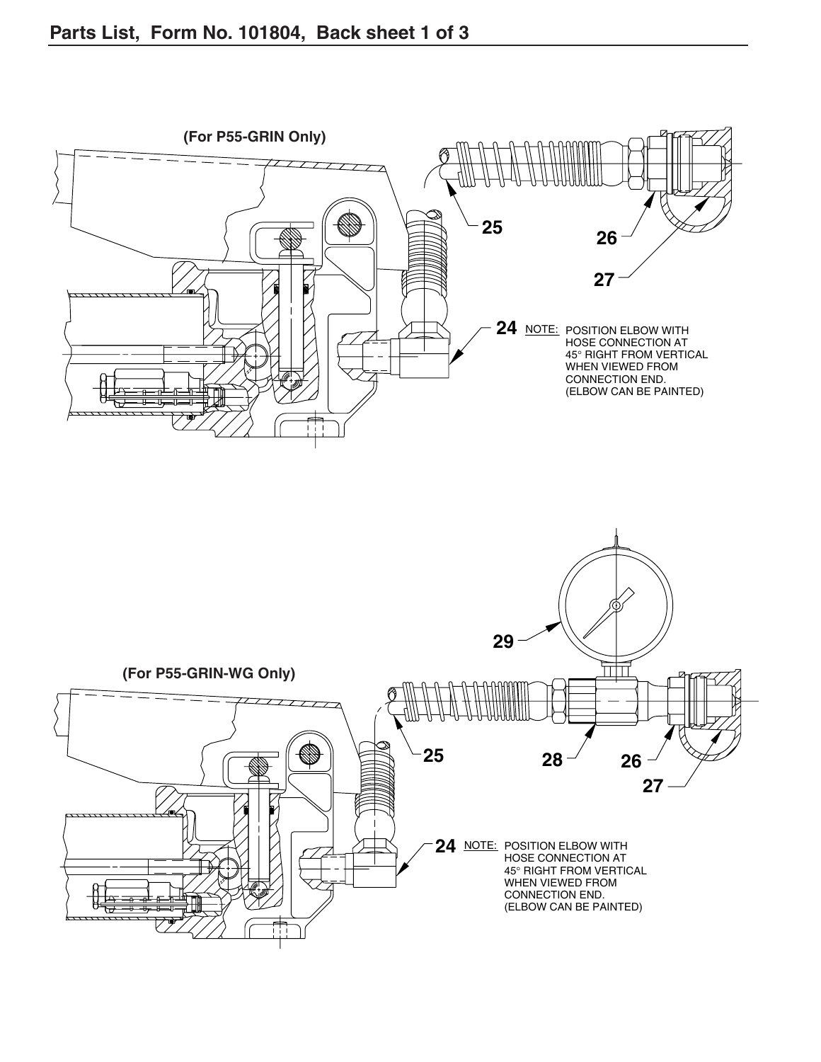## Parts List, Form No. 101804, Back sheet 1 of 3

(For P55-GRIN Only)

25

26

27

24 NOTE: POSITION ELBOW WITH HOSE CONNECTION AT 45° RIGHT FROM VERTICAL WHEN VIEWED FROM CONNECTION END. (ELBOW CAN BE PAINTED)

(For P55-GRIN-WG Only)

29

25

28

26

27

24 NOTE: POSITION ELBOW WITH HOSE CONNECTION AT 45° RIGHT FROM VERTICAL WHEN VIEWED FROM CONNECTION END. (ELBOW CAN BE PAINTED)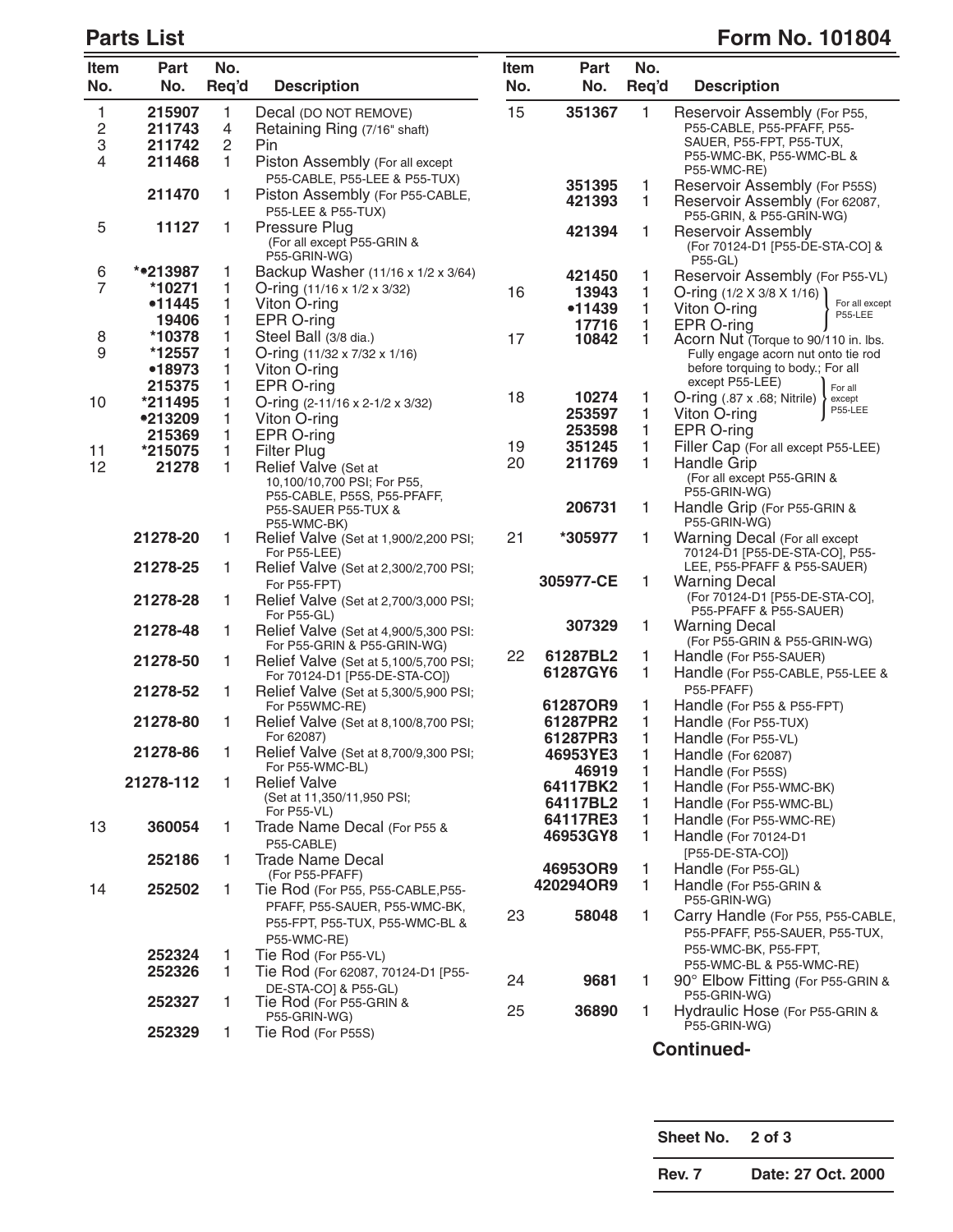## Parts List

## Form No. 101804

| Item No. | Part No. | No. Req'd | Description |
|---|---|---|---|
| 1 | 215907 | 1 | Decal (DO NOT REMOVE) |
| 2 | 211743 | 4 | Retaining Ring (7/16" shaft) |
| 3 | 211742 | 2 | Pin |
| 4 | 211468 | 1 | Piston Assembly (For all except P55-CABLE, P55-LEE & P55-TUX) |
| | 211470 | 1 | Piston Assembly (For P55-CABLE, P55-LEE & P55-TUX) |
| 5 | 11127 | 1 | Pressure Plug (For all except P55-GRIN & P55-GRIN-WG) |
| 6 | *•213987 | 1 | Backup Washer (11/16 x 1/2 x 3/64) |
| 7 | *10271 | 1 | O-ring (11/16 x 1/2 x 3/32) |
| | •11445 | 1 | Viton O-ring |
| | 19406 | 1 | EPR O-ring |
| 8 | *10378 | 1 | Steel Ball (3/8 dia.) |
| 9 | *12557 | 1 | O-ring (11/32 x 7/32 x 1/16) |
| | •18973 | 1 | Viton O-ring |
| | 215375 | 1 | EPR O-ring |
| 10 | *211495 | 1 | O-ring (2-11/16 x 2-1/2 x 3/32) |
| | •213209 | 1 | Viton O-ring |
| | 215369 | 1 | EPR O-ring |
| 11 | *215075 | 1 | Filter Plug |
| 12 | 21278 | 1 | Relief Valve (Set at 10,100/10,700 PSI; For P55, P55-CABLE, P55S, P55-PFAFF, P55-SAUER P55-TUX & P55-WMC-BK) |
| | 21278-20 | 1 | Relief Valve (Set at 1,900/2,200 PSI; For P55-LEE) |
| | 21278-25 | 1 | Relief Valve (Set at 2,300/2,700 PSI; For P55-FPT) |
| | 21278-28 | 1 | Relief Valve (Set at 2,700/3,000 PSI; For P55-GL) |
| | 21278-48 | 1 | Relief Valve (Set at 4,900/5,300 PSI: For P55-GRIN & P55-GRIN-WG) |
| | 21278-50 | 1 | Relief Valve (Set at 5,100/5,700 PSI; For 70124-D1 [P55-DE-STA-CO]) |
| | 21278-52 | 1 | Relief Valve (Set at 5,300/5,900 PSI; For P55WMC-RE) |
| | 21278-80 | 1 | Relief Valve (Set at 8,100/8,700 PSI; For 62087) |
| | 21278-86 | 1 | Relief Valve (Set at 8,700/9,300 PSI; For P55-WMC-BL) |
| | 21278-112 | 1 | Relief Valve (Set at 11,350/11,950 PSI; For P55-VL) |
| 13 | 360054 | 1 | Trade Name Decal (For P55 & P55-CABLE) |
| | 252186 | 1 | Trade Name Decal (For P55-PFAFF) |
| 14 | 252502 | 1 | Tie Rod (For P55, P55-CABLE,P55-PFAFF, P55-SAUER, P55-WMC-BK, P55-FPT, P55-TUX, P55-WMC-BL & P55-WMC-RE) |
| | 252324 | 1 | Tie Rod (For P55-VL) |
| | 252326 | 1 | Tie Rod (For 62087, 70124-D1 [P55-DE-STA-CO] & P55-GL) |
| | 252327 | 1 | Tie Rod (For P55-GRIN & P55-GRIN-WG) |
| | 252329 | 1 | Tie Rod (For P55S) |
| 15 | 351367 | 1 | Reservoir Assembly (For P55, P55-CABLE, P55-PFAFF, P55-SAUER, P55-FPT, P55-TUX, P55-WMC-BK, P55-WMC-BL & P55-WMC-RE) |
| | 351395 | 1 | Reservoir Assembly (For P55S) |
| | 421393 | 1 | Reservoir Assembly (For 62087, P55-GRIN, & P55-GRIN-WG) |
| | 421394 | 1 | Reservoir Assembly (For 70124-D1 [P55-DE-STA-CO] & P55-GL) |
| | 421450 | 1 | Reservoir Assembly (For P55-VL) |
| 16 | 13943 | 1 | O-ring (1/2 X 3/8 X 1/16) (For all except P55-LEE) |
| | •11439 | 1 | Viton O-ring (For all except P55-LEE) |
| | 17716 | 1 | EPR O-ring (For all except P55-LEE) |
| 17 | 10842 | 1 | Acorn Nut (Torque to 90/110 in. lbs. Fully engage acorn nut onto tie rod before torquing to body.; For all except P55-LEE) |
| 18 | 10274 | 1 | O-ring (.87 x .68; Nitrile) (For all except P55-LEE) |
| | 253597 | 1 | Viton O-ring (For all except P55-LEE) |
| | 253598 | 1 | EPR O-ring (For all except P55-LEE) |
| 19 | 351245 | 1 | Filler Cap (For all except P55-LEE) |
| 20 | 211769 | 1 | Handle Grip (For all except P55-GRIN & P55-GRIN-WG) |
| | 206731 | 1 | Handle Grip (For P55-GRIN & P55-GRIN-WG) |
| 21 | *305977 | 1 | Warning Decal (For all except 70124-D1 [P55-DE-STA-CO], P55-LEE, P55-PFAFF & P55-SAUER) |
| | 305977-CE | 1 | Warning Decal (For 70124-D1 [P55-DE-STA-CO], P55-PFAFF & P55-SAUER) |
| | 307329 | 1 | Warning Decal (For P55-GRIN & P55-GRIN-WG) |
| 22 | 61287BL2 | 1 | Handle (For P55-SAUER) |
| | 61287GY6 | 1 | Handle (For P55-CABLE, P55-LEE & P55-PFAFF) |
| | 61287OR9 | 1 | Handle (For P55 & P55-FPT) |
| | 61287PR2 | 1 | Handle (For P55-TUX) |
| | 61287PR3 | 1 | Handle (For P55-VL) |
| | 46953YE3 | 1 | Handle (For 62087) |
| | 46919 | 1 | Handle (For P55S) |
| | 64117BK2 | 1 | Handle (For P55-WMC-BK) |
| | 64117BL2 | 1 | Handle (For P55-WMC-BL) |
| | 64117RE3 | 1 | Handle (For P55-WMC-RE) |
| | 46953GY8 | 1 | Handle (For 70124-D1 [P55-DE-STA-CO]) |
| | 46953OR9 | 1 | Handle (For P55-GL) |
| | 420294OR9 | 1 | Handle (For P55-GRIN & P55-GRIN-WG) |
| 23 | 58048 | 1 | Carry Handle (For P55, P55-CABLE, P55-PFAFF, P55-SAUER, P55-TUX, P55-WMC-BK, P55-FPT, P55-WMC-BL & P55-WMC-RE) |
| 24 | 9681 | 1 | 90° Elbow Fitting (For P55-GRIN & P55-GRIN-WG) |
| 25 | 36890 | 1 | Hydraulic Hose (For P55-GRIN & P55-GRIN-WG) |

**Continued-**

| Sheet No. | 2 of 3 |
|---|---|
| Rev. 7 | Date: 27 Oct. 2000 |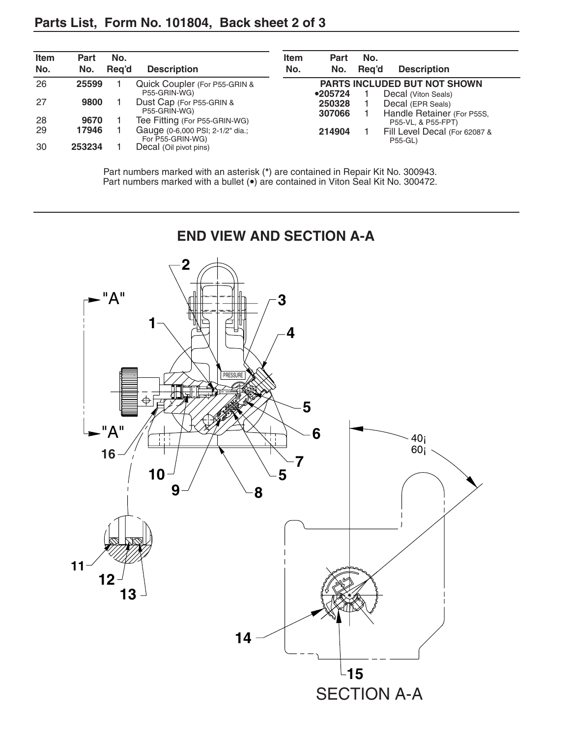## Parts List, Form No. 101804, Back sheet 2 of 3

| Item No. | Part No. | No. Req'd | Description |
|---|---|---|---|
| 26 | 25599 | 1 | Quick Coupler (For P55-GRIN & P55-GRIN-WG) |
| 27 | 9800 | 1 | Dust Cap (For P55-GRIN & P55-GRIN-WG) |
| 28 | 9670 | 1 | Tee Fitting (For P55-GRIN-WG) |
| 29 | 17946 | 1 | Gauge (0-6,000 PSI; 2-1/2" dia.; For P55-GRIN-WG) |
| 30 | 253234 | 1 | Decal (Oil pivot pins) |

| Item No. | Part No. | No. Req'd | Description |
|---|---|---|---|
| | **PARTS INCLUDED BUT NOT SHOWN** | | |
| | •205724 | 1 | Decal (Viton Seals) |
| | 250328 | 1 | Decal (EPR Seals) |
| | 307066 | 1 | Handle Retainer (For P55S, P55-VL, & P55-FPT) |
| | 214904 | 1 | Fill Level Decal (For 62087 & P55-GL) |

Part numbers marked with an asterisk (*) are contained in Repair Kit No. 300943.
Part numbers marked with a bullet (•) are contained in Viton Seal Kit No. 300472.

## END VIEW AND SECTION A-A

"A" "A" 1 2 3 4 5 6 7 5 8 9 10 16 11 12 13 14 15 PRESSURE 40¡ 60¡

SECTION A-A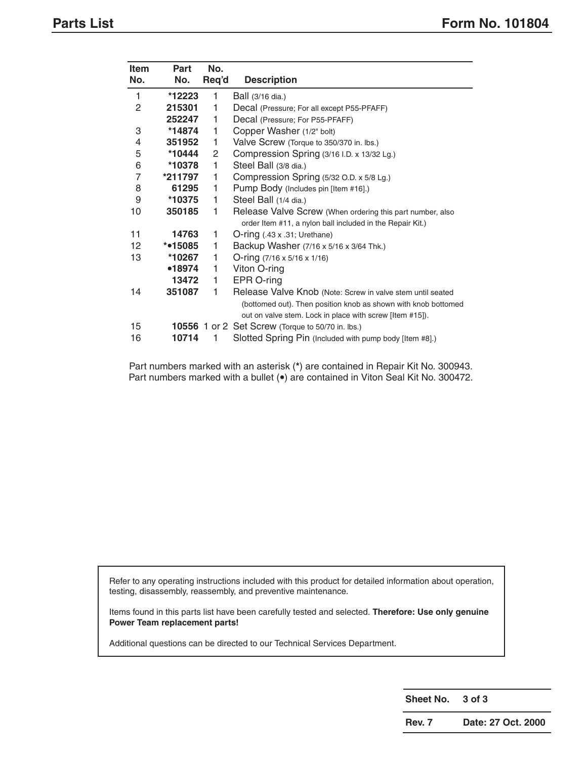| Item No. | Part No. | No. Req'd | Description |
|---|---|---|---|
| 1 | ***12223** | 1 | Ball (3/16 dia.) |
| 2 | **215301** | 1 | Decal (Pressure; For all except P55-PFAFF) |
| | **252247** | 1 | Decal (Pressure; For P55-PFAFF) |
| 3 | ***14874** | 1 | Copper Washer (1/2" bolt) |
| 4 | **351952** | 1 | Valve Screw (Torque to 350/370 in. lbs.) |
| 5 | ***10444** | 2 | Compression Spring (3/16 I.D. x 13/32 Lg.) |
| 6 | ***10378** | 1 | Steel Ball (3/8 dia.) |
| 7 | ***211797** | 1 | Compression Spring (5/32 O.D. x 5/8 Lg.) |
| 8 | **61295** | 1 | Pump Body (Includes pin [Item #16].) |
| 9 | ***10375** | 1 | Steel Ball (1/4 dia.) |
| 10 | **350185** | 1 | Release Valve Screw (When ordering this part number, also order Item #11, a nylon ball included in the Repair Kit.) |
| 11 | **14763** | 1 | O-ring (.43 x .31; Urethane) |
| 12 | ***•15085** | 1 | Backup Washer (7/16 x 5/16 x 3/64 Thk.) |
| 13 | ***10267** | 1 | O-ring (7/16 x 5/16 x 1/16) |
| | **•18974** | 1 | Viton O-ring |
| | **13472** | 1 | EPR O-ring |
| 14 | **351087** | 1 | Release Valve Knob (Note: Screw in valve stem until seated (bottomed out). Then position knob as shown with knob bottomed out on valve stem. Lock in place with screw [Item #15]). |
| 15 | **10556** | 1 or 2 | Set Screw (Torque to 50/70 in. lbs.) |
| 16 | **10714** | 1 | Slotted Spring Pin (Included with pump body [Item #8].) |

Part numbers marked with an asterisk (*) are contained in Repair Kit No. 300943.
Part numbers marked with a bullet (•) are contained in Viton Seal Kit No. 300472.

Refer to any operating instructions included with this product for detailed information about operation, testing, disassembly, reassembly, and preventive maintenance.

Items found in this parts list have been carefully tested and selected. **Therefore: Use only genuine Power Team replacement parts!**

Additional questions can be directed to our Technical Services Department.

| | |
|---|---|
| **Sheet No.** | **3 of 3** |
| **Rev. 7** | **Date: 27 Oct. 2000** |